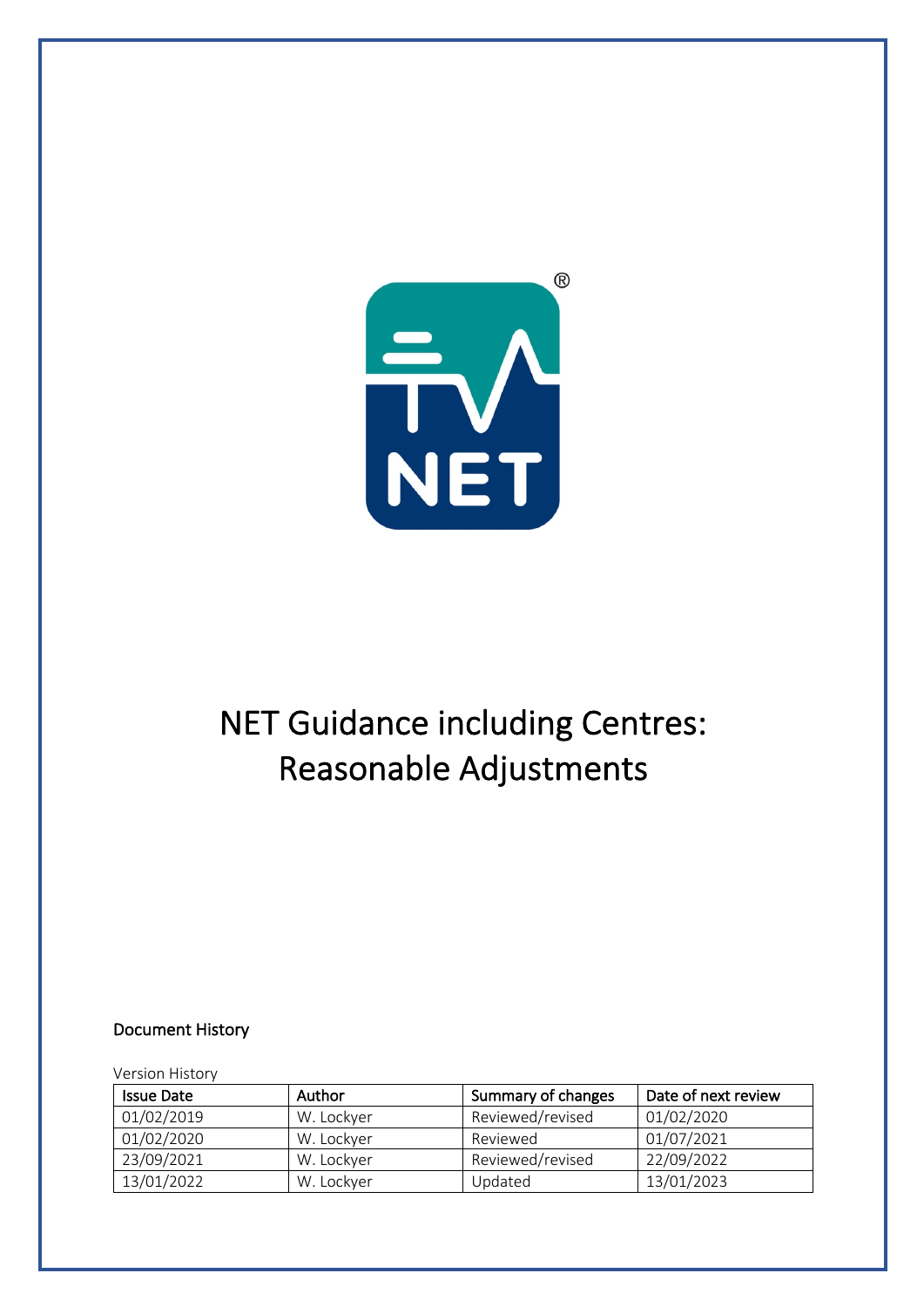# NET Guidance including Centres: Reasonable Adjustments

### Document History

Version History

| Issue Date | Author | Summary of changes | Date of next review |
|---|---|---|---|
| 01/02/2019 | W. Lockyer | Reviewed/revised | 01/02/2020 |
| 01/02/2020 | W. Lockyer | Reviewed | 01/07/2021 |
| 23/09/2021 | W. Lockyer | Reviewed/revised | 22/09/2022 |
| 13/01/2022 | W. Lockyer | Updated | 13/01/2023 |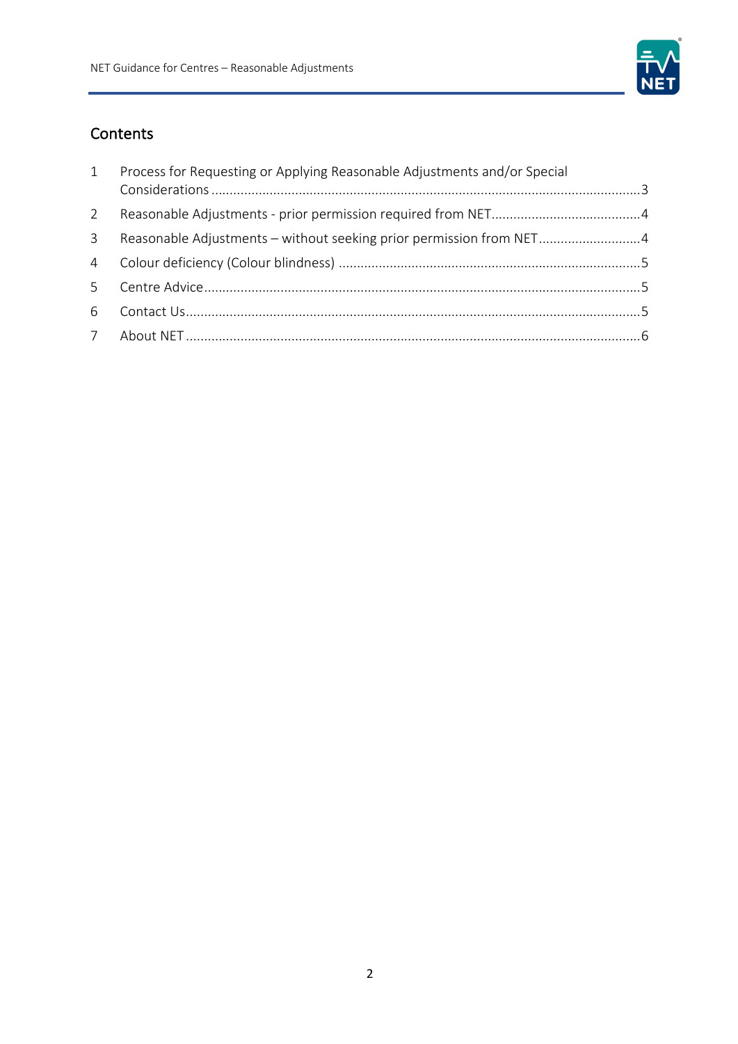## Contents

1 Process for Requesting or Applying Reasonable Adjustments and/or Special Considerations ........ 3

2 Reasonable Adjustments - prior permission required from NET ........ 4

3 Reasonable Adjustments – without seeking prior permission from NET ........ 4

4 Colour deficiency (Colour blindness) ........ 5

5 Centre Advice ........ 5

6 Contact Us ........ 5

7 About NET ........ 6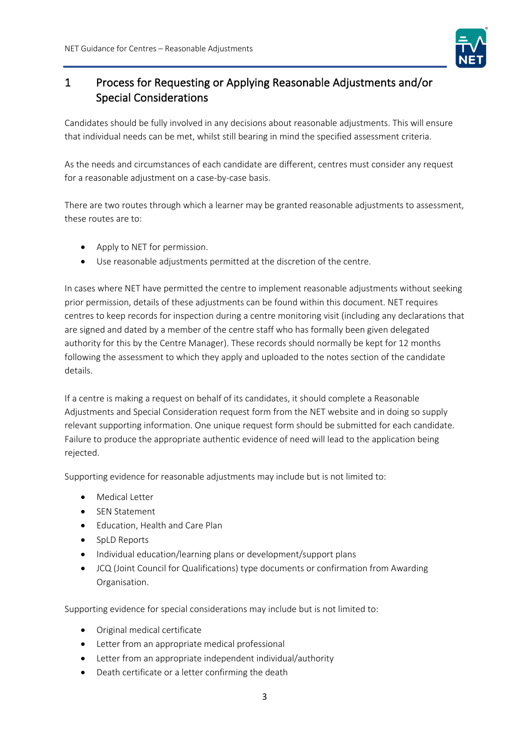# 1 Process for Requesting or Applying Reasonable Adjustments and/or Special Considerations

Candidates should be fully involved in any decisions about reasonable adjustments. This will ensure that individual needs can be met, whilst still bearing in mind the specified assessment criteria.

As the needs and circumstances of each candidate are different, centres must consider any request for a reasonable adjustment on a case-by-case basis.

There are two routes through which a learner may be granted reasonable adjustments to assessment, these routes are to:

- Apply to NET for permission.
- Use reasonable adjustments permitted at the discretion of the centre.

In cases where NET have permitted the centre to implement reasonable adjustments without seeking prior permission, details of these adjustments can be found within this document. NET requires centres to keep records for inspection during a centre monitoring visit (including any declarations that are signed and dated by a member of the centre staff who has formally been given delegated authority for this by the Centre Manager). These records should normally be kept for 12 months following the assessment to which they apply and uploaded to the notes section of the candidate details.

If a centre is making a request on behalf of its candidates, it should complete a Reasonable Adjustments and Special Consideration request form from the NET website and in doing so supply relevant supporting information. One unique request form should be submitted for each candidate. Failure to produce the appropriate authentic evidence of need will lead to the application being rejected.

Supporting evidence for reasonable adjustments may include but is not limited to:

- Medical Letter
- SEN Statement
- Education, Health and Care Plan
- SpLD Reports
- Individual education/learning plans or development/support plans
- JCQ (Joint Council for Qualifications) type documents or confirmation from Awarding Organisation.

Supporting evidence for special considerations may include but is not limited to:

- Original medical certificate
- Letter from an appropriate medical professional
- Letter from an appropriate independent individual/authority
- Death certificate or a letter confirming the death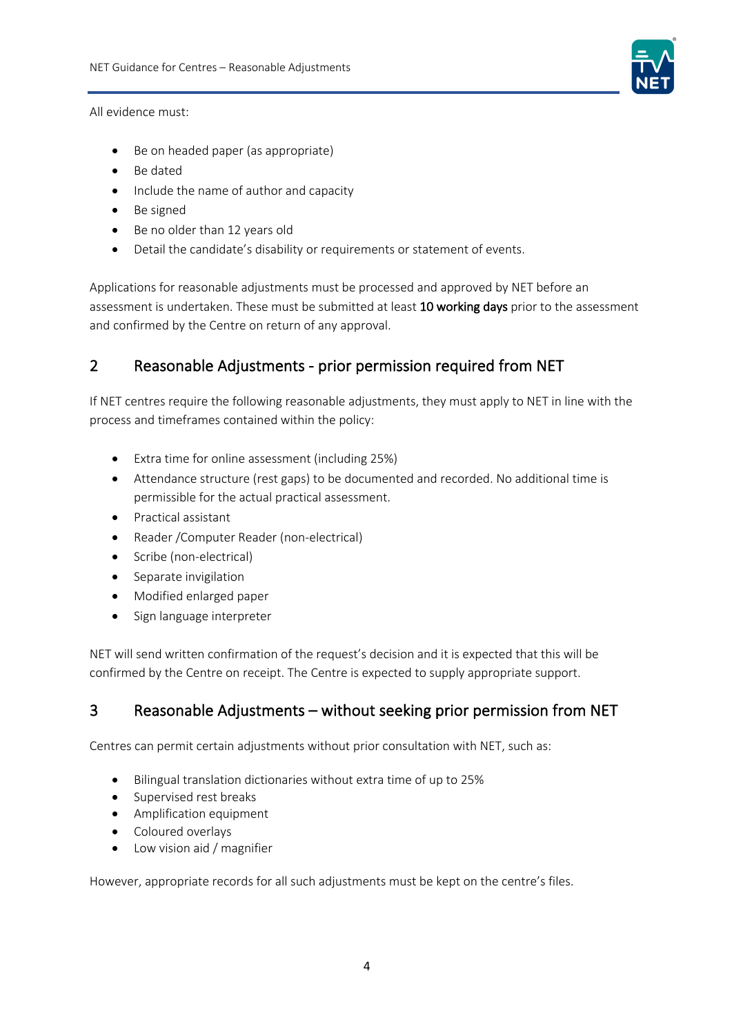All evidence must:

- Be on headed paper (as appropriate)
- Be dated
- Include the name of author and capacity
- Be signed
- Be no older than 12 years old
- Detail the candidate's disability or requirements or statement of events.

Applications for reasonable adjustments must be processed and approved by NET before an assessment is undertaken. These must be submitted at least **10 working days** prior to the assessment and confirmed by the Centre on return of any approval.

## 2 Reasonable Adjustments - prior permission required from NET

If NET centres require the following reasonable adjustments, they must apply to NET in line with the process and timeframes contained within the policy:

- Extra time for online assessment (including 25%)
- Attendance structure (rest gaps) to be documented and recorded. No additional time is permissible for the actual practical assessment.
- Practical assistant
- Reader /Computer Reader (non-electrical)
- Scribe (non-electrical)
- Separate invigilation
- Modified enlarged paper
- Sign language interpreter

NET will send written confirmation of the request's decision and it is expected that this will be confirmed by the Centre on receipt. The Centre is expected to supply appropriate support.

## 3 Reasonable Adjustments – without seeking prior permission from NET

Centres can permit certain adjustments without prior consultation with NET, such as:

- Bilingual translation dictionaries without extra time of up to 25%
- Supervised rest breaks
- Amplification equipment
- Coloured overlays
- Low vision aid / magnifier

However, appropriate records for all such adjustments must be kept on the centre's files.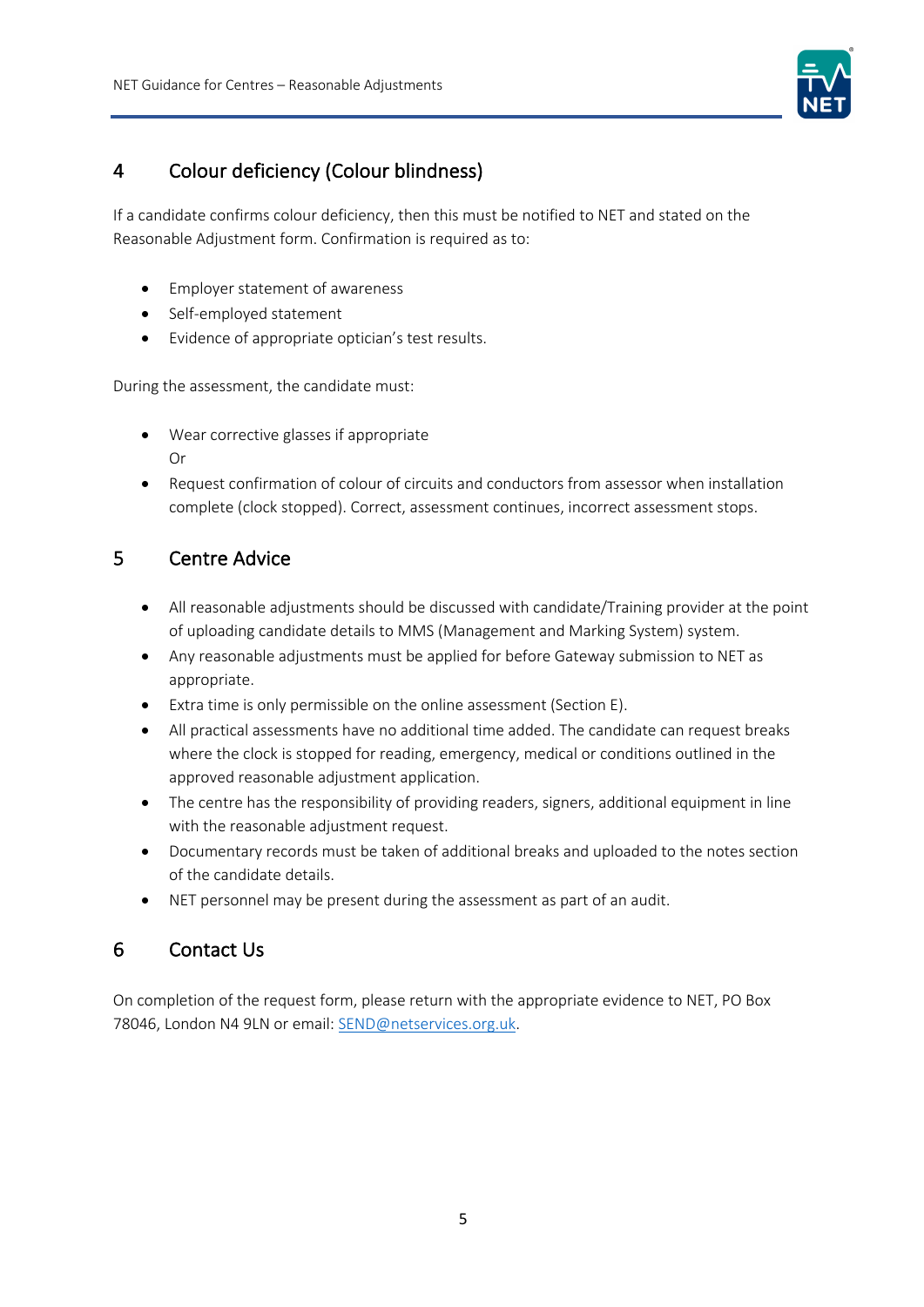## 4 Colour deficiency (Colour blindness)

If a candidate confirms colour deficiency, then this must be notified to NET and stated on the Reasonable Adjustment form. Confirmation is required as to:

- Employer statement of awareness
- Self-employed statement
- Evidence of appropriate optician's test results.

During the assessment, the candidate must:

- Wear corrective glasses if appropriate
  Or
- Request confirmation of colour of circuits and conductors from assessor when installation complete (clock stopped). Correct, assessment continues, incorrect assessment stops.

## 5 Centre Advice

- All reasonable adjustments should be discussed with candidate/Training provider at the point of uploading candidate details to MMS (Management and Marking System) system.
- Any reasonable adjustments must be applied for before Gateway submission to NET as appropriate.
- Extra time is only permissible on the online assessment (Section E).
- All practical assessments have no additional time added. The candidate can request breaks where the clock is stopped for reading, emergency, medical or conditions outlined in the approved reasonable adjustment application.
- The centre has the responsibility of providing readers, signers, additional equipment in line with the reasonable adjustment request.
- Documentary records must be taken of additional breaks and uploaded to the notes section of the candidate details.
- NET personnel may be present during the assessment as part of an audit.

## 6 Contact Us

On completion of the request form, please return with the appropriate evidence to NET, PO Box 78046, London N4 9LN or email: SEND@netservices.org.uk.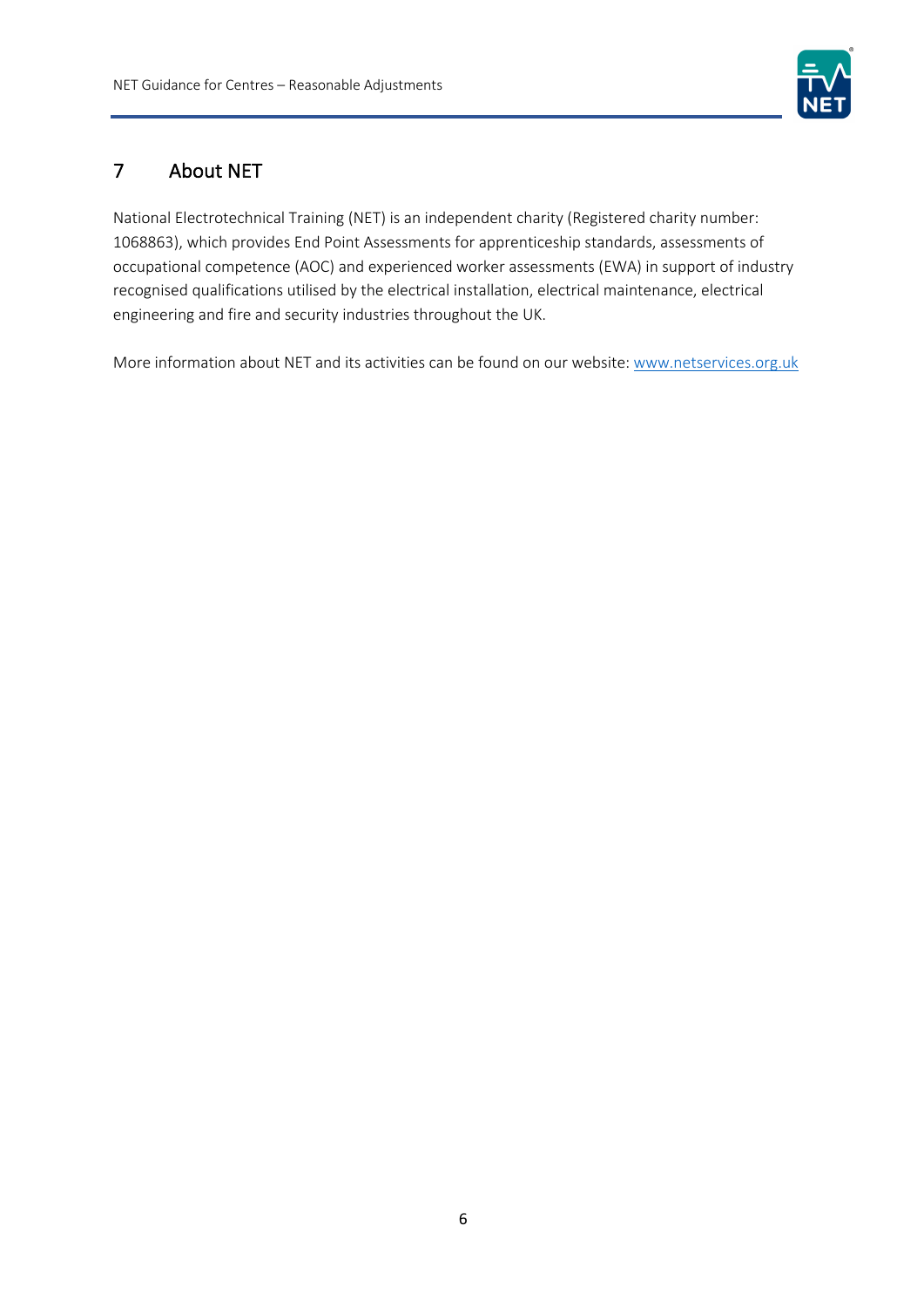## 7 About NET

National Electrotechnical Training (NET) is an independent charity (Registered charity number: 1068863), which provides End Point Assessments for apprenticeship standards, assessments of occupational competence (AOC) and experienced worker assessments (EWA) in support of industry recognised qualifications utilised by the electrical installation, electrical maintenance, electrical engineering and fire and security industries throughout the UK.

More information about NET and its activities can be found on our website: [www.netservices.org.uk](http://www.netservices.org.uk)